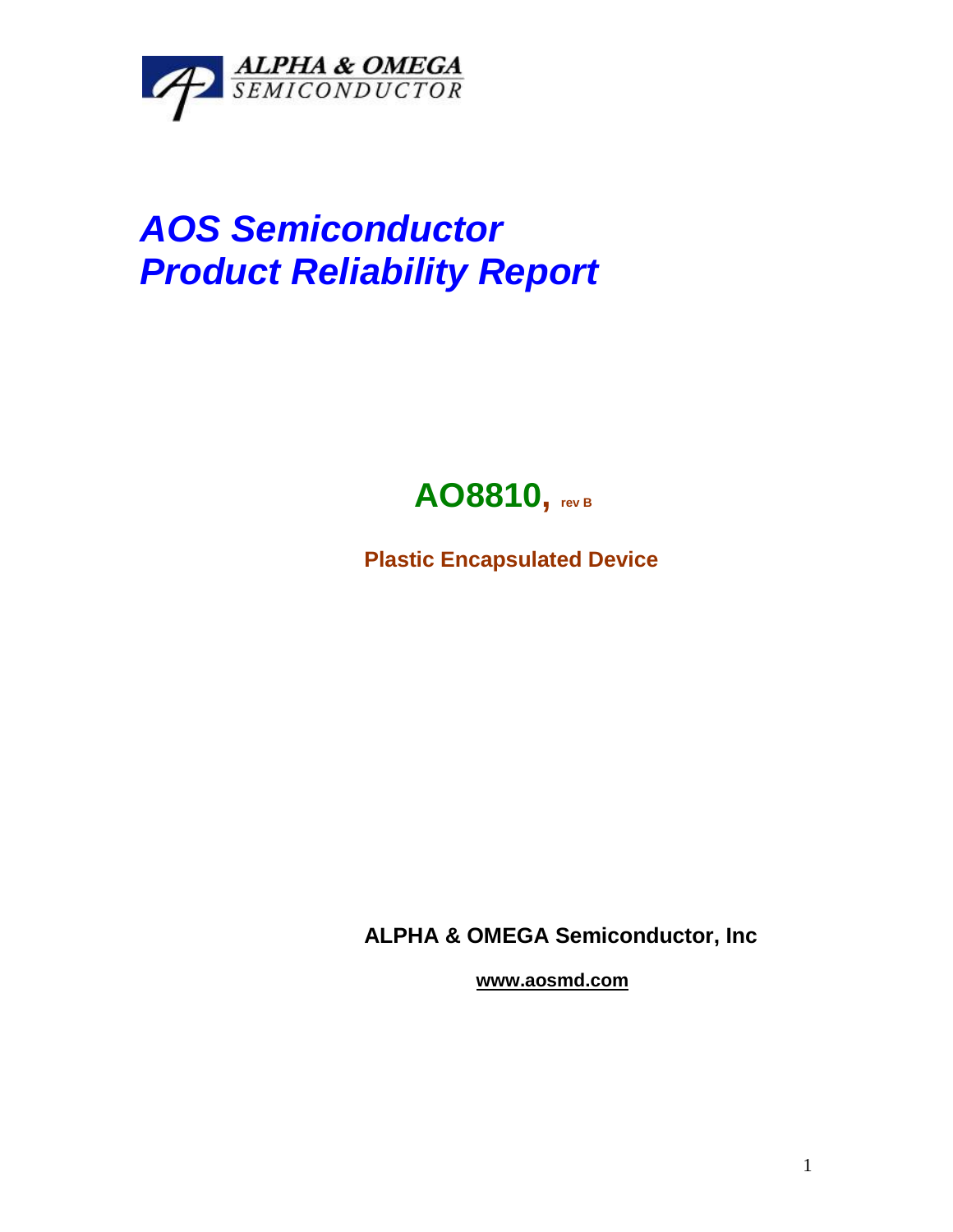ALPHA & OMEGA SEMICONDUCTOR

# *AOS Semiconductor Product Reliability Report*

## AO8810, rev B

**Plastic Encapsulated Device**

**ALPHA & OMEGA Semiconductor, Inc**

**www.aosmd.com**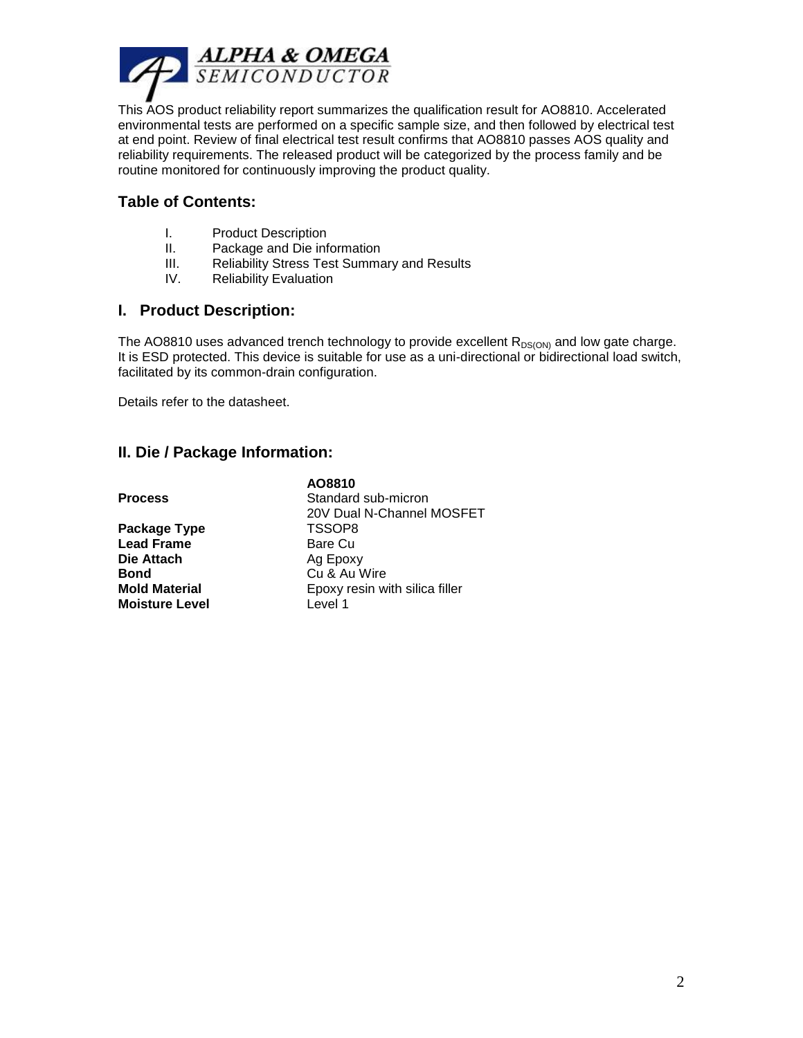This AOS product reliability report summarizes the qualification result for AO8810. Accelerated environmental tests are performed on a specific sample size, and then followed by electrical test at end point. Review of final electrical test result confirms that AO8810 passes AOS quality and reliability requirements. The released product will be categorized by the process family and be routine monitored for continuously improving the product quality.

## Table of Contents:

I. Product Description
II. Package and Die information
III. Reliability Stress Test Summary and Results
IV. Reliability Evaluation

## I. Product Description:

The AO8810 uses advanced trench technology to provide excellent $R_{DS(ON)}$ and low gate charge. It is ESD protected. This device is suitable for use as a uni-directional or bidirectional load switch, facilitated by its common-drain configuration.

Details refer to the datasheet.

## II. Die / Package Information:

| | **AO8810** |
|---|---|
| **Process** | Standard sub-micron<br>20V Dual N-Channel MOSFET |
| **Package Type** | TSSOP8 |
| **Lead Frame** | Bare Cu |
| **Die Attach** | Ag Epoxy |
| **Bond** | Cu & Au Wire |
| **Mold Material** | Epoxy resin with silica filler |
| **Moisture Level** | Level 1 |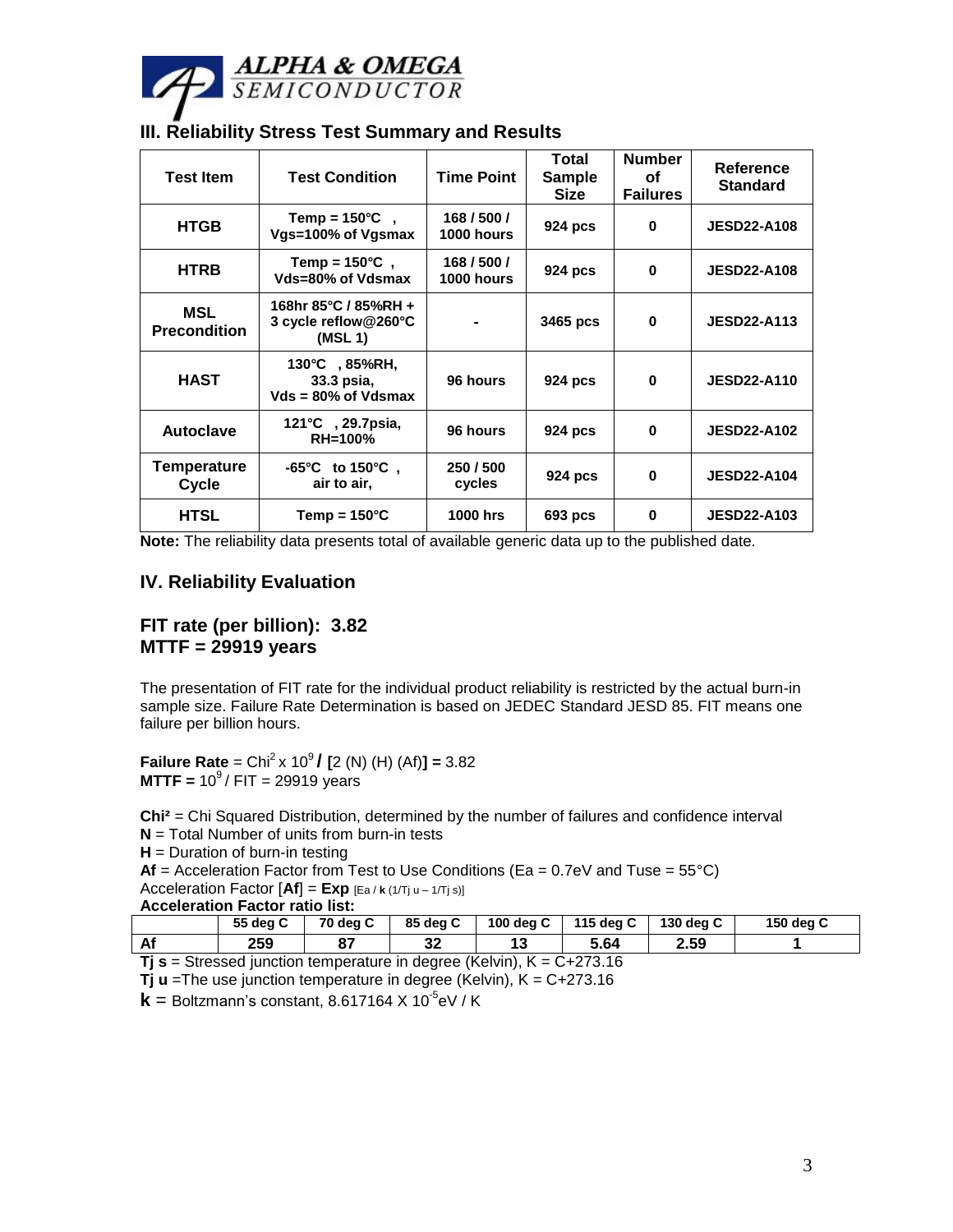## III. Reliability Stress Test Summary and Results

| Test Item | Test Condition | Time Point | Total Sample Size | Number of Failures | Reference Standard |
|---|---|---|---|---|---|
| HTGB | Temp = 150°C , Vgs=100% of Vgsmax | 168 / 500 / 1000 hours | 924 pcs | 0 | JESD22-A108 |
| HTRB | Temp = 150°C , Vds=80% of Vdsmax | 168 / 500 / 1000 hours | 924 pcs | 0 | JESD22-A108 |
| MSL Precondition | 168hr 85°C / 85%RH + 3 cycle reflow@260°C (MSL 1) | - | 3465 pcs | 0 | JESD22-A113 |
| HAST | 130°C , 85%RH, 33.3 psia, Vds = 80% of Vdsmax | 96 hours | 924 pcs | 0 | JESD22-A110 |
| Autoclave | 121°C , 29.7psia, RH=100% | 96 hours | 924 pcs | 0 | JESD22-A102 |
| Temperature Cycle | -65°C to 150°C , air to air, | 250 / 500 cycles | 924 pcs | 0 | JESD22-A104 |
| HTSL | Temp = 150°C | 1000 hrs | 693 pcs | 0 | JESD22-A103 |

**Note:** The reliability data presents total of available generic data up to the published date.

## IV. Reliability Evaluation

### FIT rate (per billion): 3.82
### MTTF = 29919 years

The presentation of FIT rate for the individual product reliability is restricted by the actual burn-in sample size. Failure Rate Determination is based on JEDEC Standard JESD 85. FIT means one failure per billion hours.

**Failure Rate** = $\text{Chi}^2 \times 10^9$ **/ [**2 (N) (H) (Af)**] =** 3.82
**MTTF =** $10^9$ / FIT = 29919 years

**Chi²** = Chi Squared Distribution, determined by the number of failures and confidence interval
**N** = Total Number of units from burn-in tests
**H** = Duration of burn-in testing
**Af** = Acceleration Factor from Test to Use Conditions (Ea = 0.7eV and Tuse = 55°C)
Acceleration Factor [**Af**] = **Exp** [Ea / **k** (1/Tj u – 1/Tj s)]
**Acceleration Factor ratio list:**

| | 55 deg C | 70 deg C | 85 deg C | 100 deg C | 115 deg C | 130 deg C | 150 deg C |
|---|---|---|---|---|---|---|---|
| Af | 259 | 87 | 32 | 13 | 5.64 | 2.59 | 1 |

**Tj s** = Stressed junction temperature in degree (Kelvin), K = C+273.16
**Tj u** =The use junction temperature in degree (Kelvin), K = C+273.16
**k** = Boltzmann's constant, $8.617164 \times 10^{-5}$ eV / K